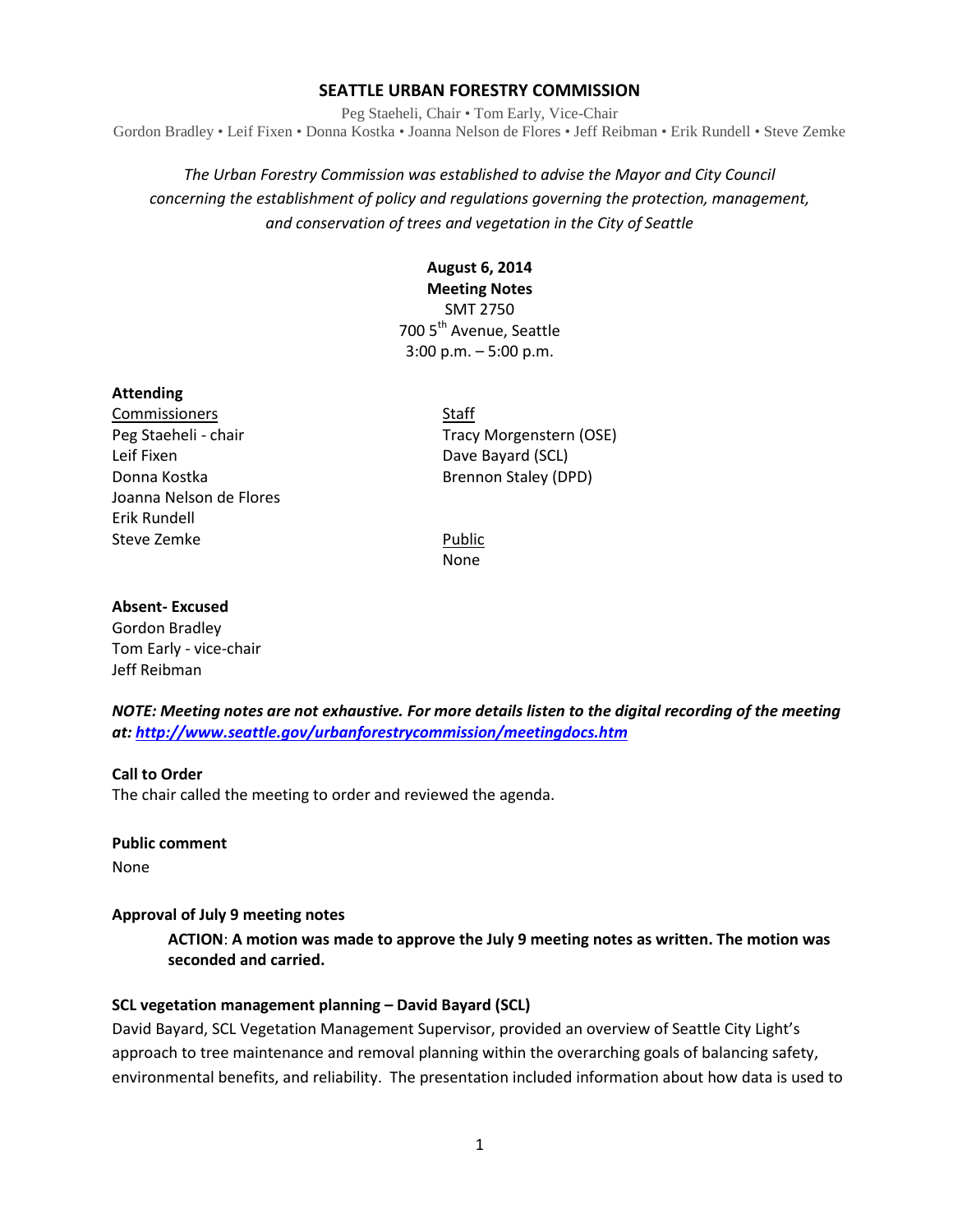# SEATTLE URBAN FORESTRY COMMISSION

Peg Staeheli, Chair • Tom Early, Vice-Chair
Gordon Bradley • Leif Fixen • Donna Kostka • Joanna Nelson de Flores • Jeff Reibman • Erik Rundell • Steve Zemke

*The Urban Forestry Commission was established to advise the Mayor and City Council concerning the establishment of policy and regulations governing the protection, management, and conservation of trees and vegetation in the City of Seattle*

**August 6, 2014**
**Meeting Notes**
SMT 2750
700 5th Avenue, Seattle
3:00 p.m. – 5:00 p.m.

**Attending**

Commissioners
Peg Staeheli - chair
Leif Fixen
Donna Kostka
Joanna Nelson de Flores
Erik Rundell
Steve Zemke

Staff
Tracy Morgenstern (OSE)
Dave Bayard (SCL)
Brennon Staley (DPD)

Public
None

**Absent- Excused**
Gordon Bradley
Tom Early - vice-chair
Jeff Reibman

***NOTE: Meeting notes are not exhaustive. For more details listen to the digital recording of the meeting at: http://www.seattle.gov/urbanforestrycommission/meetingdocs.htm***

**Call to Order**
The chair called the meeting to order and reviewed the agenda.

**Public comment**
None

**Approval of July 9 meeting notes**

> **ACTION**: **A motion was made to approve the July 9 meeting notes as written. The motion was seconded and carried.**

**SCL vegetation management planning – David Bayard (SCL)**
David Bayard, SCL Vegetation Management Supervisor, provided an overview of Seattle City Light's approach to tree maintenance and removal planning within the overarching goals of balancing safety, environmental benefits, and reliability. The presentation included information about how data is used to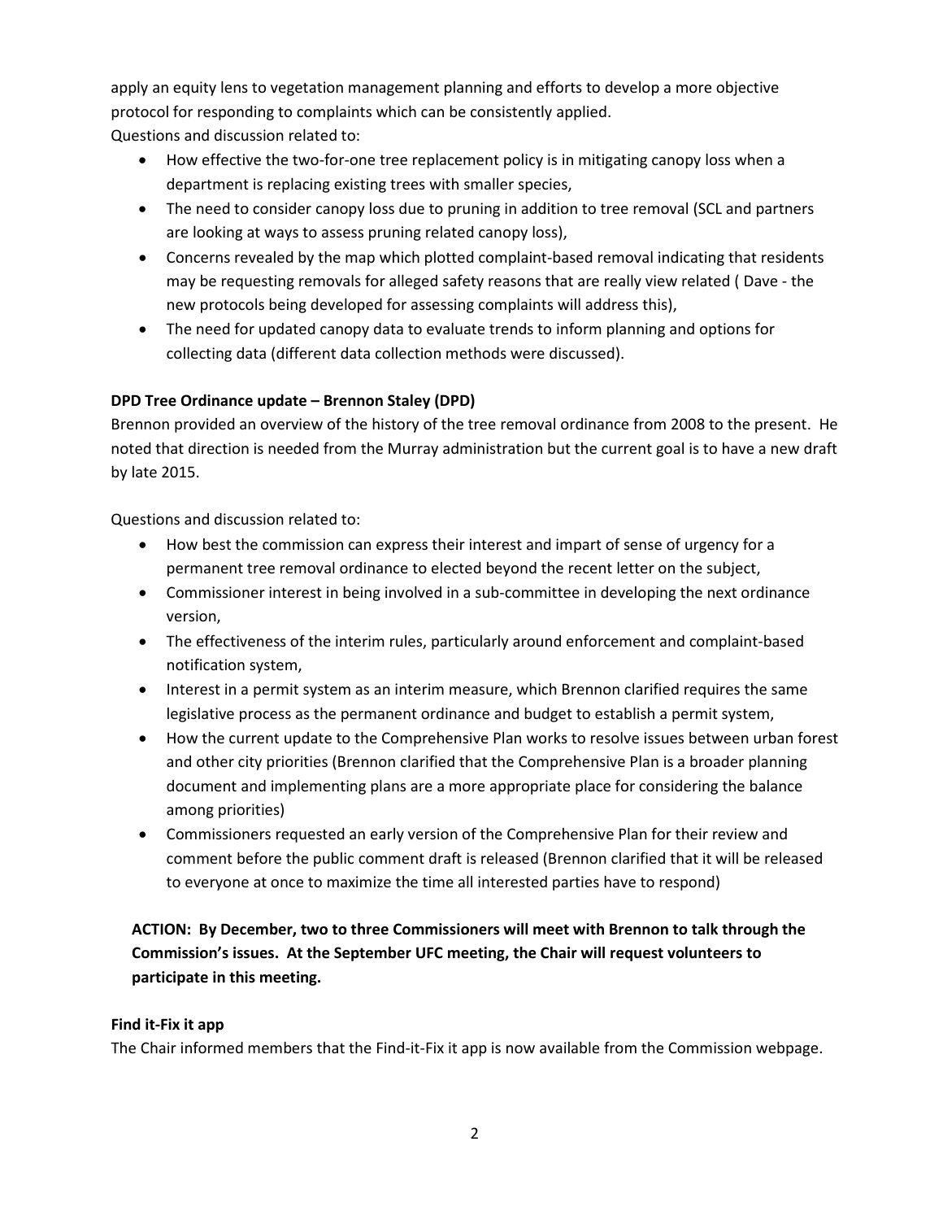apply an equity lens to vegetation management planning and efforts to develop a more objective protocol for responding to complaints which can be consistently applied.
Questions and discussion related to:

- How effective the two-for-one tree replacement policy is in mitigating canopy loss when a department is replacing existing trees with smaller species,
- The need to consider canopy loss due to pruning in addition to tree removal (SCL and partners are looking at ways to assess pruning related canopy loss),
- Concerns revealed by the map which plotted complaint-based removal indicating that residents may be requesting removals for alleged safety reasons that are really view related ( Dave - the new protocols being developed for assessing complaints will address this),
- The need for updated canopy data to evaluate trends to inform planning and options for collecting data (different data collection methods were discussed).

**DPD Tree Ordinance update – Brennon Staley (DPD)**

Brennon provided an overview of the history of the tree removal ordinance from 2008 to the present. He noted that direction is needed from the Murray administration but the current goal is to have a new draft by late 2015.

Questions and discussion related to:

- How best the commission can express their interest and impart of sense of urgency for a permanent tree removal ordinance to elected beyond the recent letter on the subject,
- Commissioner interest in being involved in a sub-committee in developing the next ordinance version,
- The effectiveness of the interim rules, particularly around enforcement and complaint-based notification system,
- Interest in a permit system as an interim measure, which Brennon clarified requires the same legislative process as the permanent ordinance and budget to establish a permit system,
- How the current update to the Comprehensive Plan works to resolve issues between urban forest and other city priorities (Brennon clarified that the Comprehensive Plan is a broader planning document and implementing plans are a more appropriate place for considering the balance among priorities)
- Commissioners requested an early version of the Comprehensive Plan for their review and comment before the public comment draft is released (Brennon clarified that it will be released to everyone at once to maximize the time all interested parties have to respond)

**ACTION: By December, two to three Commissioners will meet with Brennon to talk through the Commission's issues. At the September UFC meeting, the Chair will request volunteers to participate in this meeting.**

**Find it-Fix it app**

The Chair informed members that the Find-it-Fix it app is now available from the Commission webpage.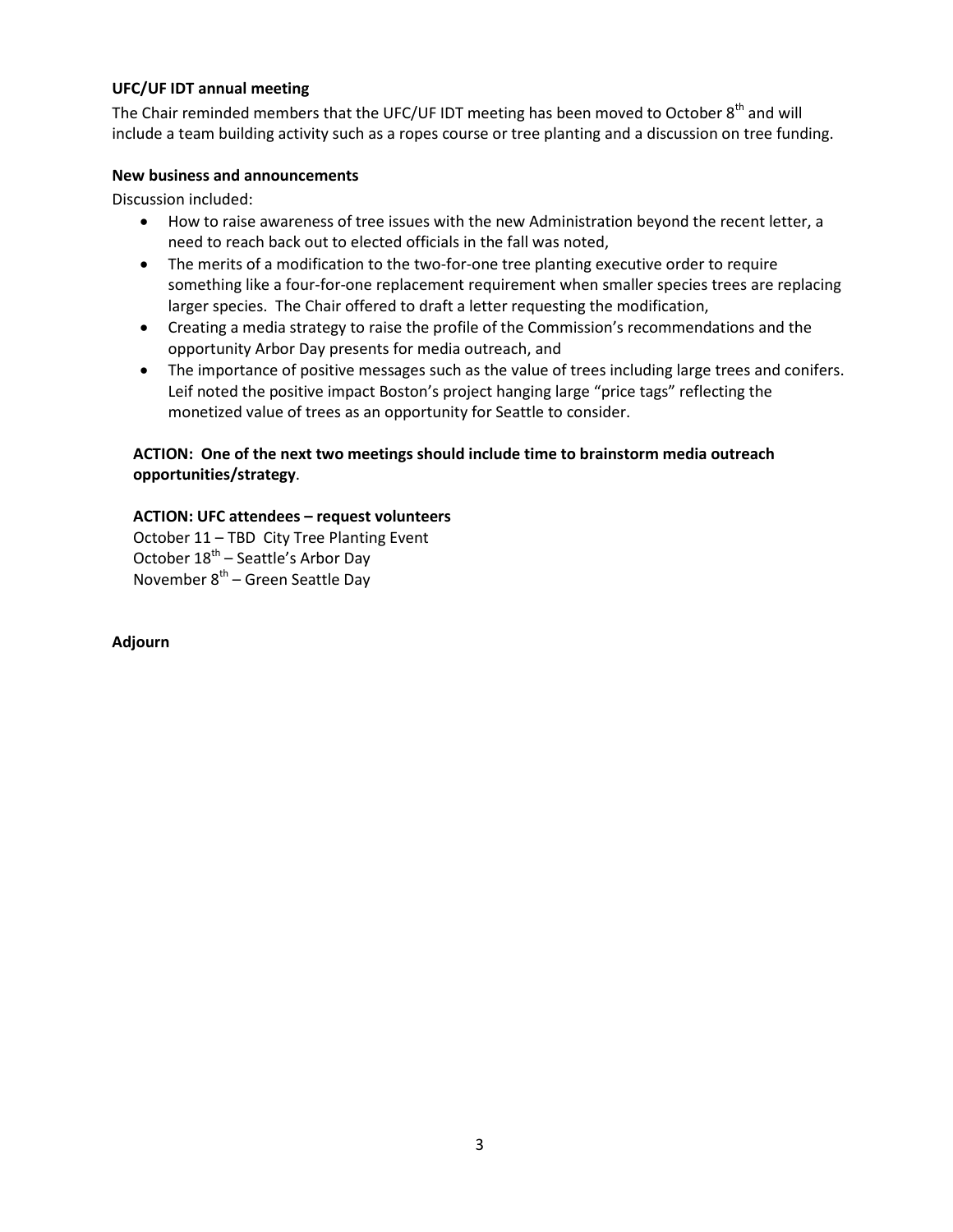**UFC/UF IDT annual meeting**

The Chair reminded members that the UFC/UF IDT meeting has been moved to October 8th and will include a team building activity such as a ropes course or tree planting and a discussion on tree funding.

**New business and announcements**

Discussion included:

- How to raise awareness of tree issues with the new Administration beyond the recent letter, a need to reach back out to elected officials in the fall was noted,
- The merits of a modification to the two-for-one tree planting executive order to require something like a four-for-one replacement requirement when smaller species trees are replacing larger species. The Chair offered to draft a letter requesting the modification,
- Creating a media strategy to raise the profile of the Commission's recommendations and the opportunity Arbor Day presents for media outreach, and
- The importance of positive messages such as the value of trees including large trees and conifers. Leif noted the positive impact Boston's project hanging large "price tags" reflecting the monetized value of trees as an opportunity for Seattle to consider.

**ACTION: One of the next two meetings should include time to brainstorm media outreach opportunities/strategy**.

**ACTION: UFC attendees – request volunteers**

October 11 – TBD City Tree Planting Event
October 18th – Seattle's Arbor Day
November 8th – Green Seattle Day

**Adjourn**